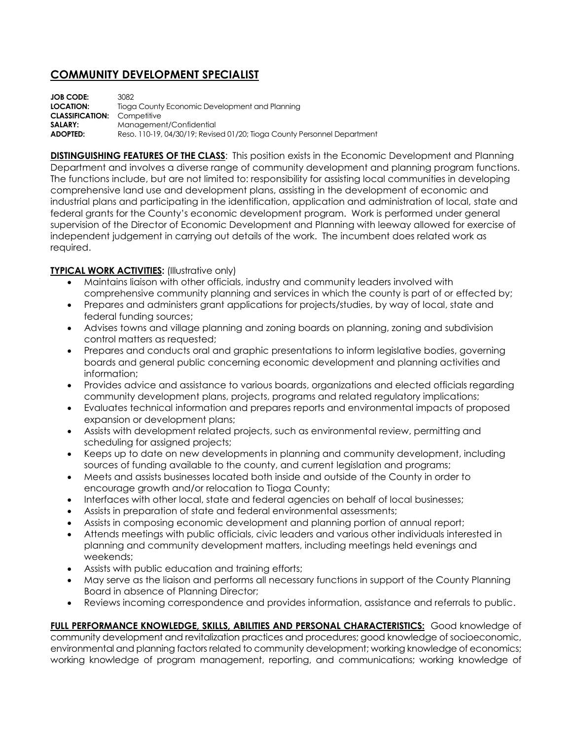# COMMUNITY DEVELOPMENT SPECIALIST

**JOB CODE:** 3082
**LOCATION:** Tioga County Economic Development and Planning
**CLASSIFICATION:** Competitive
**SALARY:** Management/Confidential
**ADOPTED:** Reso. 110-19, 04/30/19; Revised 01/20; Tioga County Personnel Department

**DISTINGUISHING FEATURES OF THE CLASS**: This position exists in the Economic Development and Planning Department and involves a diverse range of community development and planning program functions. The functions include, but are not limited to: responsibility for assisting local communities in developing comprehensive land use and development plans, assisting in the development of economic and industrial plans and participating in the identification, application and administration of local, state and federal grants for the County's economic development program. Work is performed under general supervision of the Director of Economic Development and Planning with leeway allowed for exercise of independent judgement in carrying out details of the work. The incumbent does related work as required.

**TYPICAL WORK ACTIVITIES:** (Illustrative only)

- Maintains liaison with other officials, industry and community leaders involved with comprehensive community planning and services in which the county is part of or effected by;
- Prepares and administers grant applications for projects/studies, by way of local, state and federal funding sources;
- Advises towns and village planning and zoning boards on planning, zoning and subdivision control matters as requested;
- Prepares and conducts oral and graphic presentations to inform legislative bodies, governing boards and general public concerning economic development and planning activities and information;
- Provides advice and assistance to various boards, organizations and elected officials regarding community development plans, projects, programs and related regulatory implications;
- Evaluates technical information and prepares reports and environmental impacts of proposed expansion or development plans;
- Assists with development related projects, such as environmental review, permitting and scheduling for assigned projects;
- Keeps up to date on new developments in planning and community development, including sources of funding available to the county, and current legislation and programs;
- Meets and assists businesses located both inside and outside of the County in order to encourage growth and/or relocation to Tioga County;
- Interfaces with other local, state and federal agencies on behalf of local businesses;
- Assists in preparation of state and federal environmental assessments;
- Assists in composing economic development and planning portion of annual report;
- Attends meetings with public officials, civic leaders and various other individuals interested in planning and community development matters, including meetings held evenings and weekends;
- Assists with public education and training efforts;
- May serve as the liaison and performs all necessary functions in support of the County Planning Board in absence of Planning Director;
- Reviews incoming correspondence and provides information, assistance and referrals to public.

**FULL PERFORMANCE KNOWLEDGE, SKILLS, ABILITIES AND PERSONAL CHARACTERISTICS:** Good knowledge of community development and revitalization practices and procedures; good knowledge of socioeconomic, environmental and planning factors related to community development; working knowledge of economics; working knowledge of program management, reporting, and communications; working knowledge of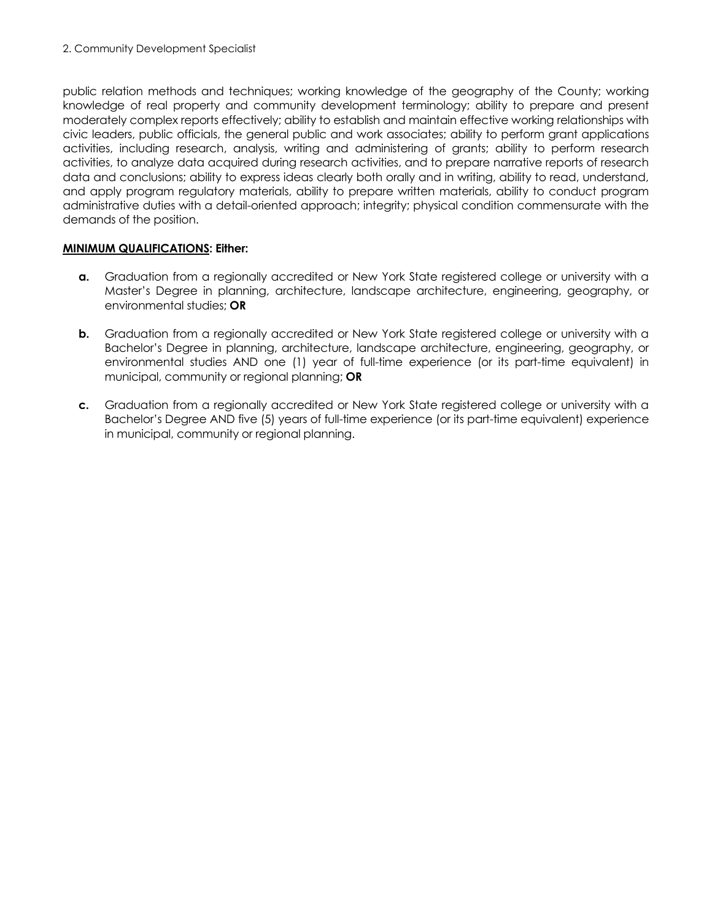public relation methods and techniques; working knowledge of the geography of the County; working knowledge of real property and community development terminology; ability to prepare and present moderately complex reports effectively; ability to establish and maintain effective working relationships with civic leaders, public officials, the general public and work associates; ability to perform grant applications activities, including research, analysis, writing and administering of grants; ability to perform research activities, to analyze data acquired during research activities, and to prepare narrative reports of research data and conclusions; ability to express ideas clearly both orally and in writing, ability to read, understand, and apply program regulatory materials, ability to prepare written materials, ability to conduct program administrative duties with a detail-oriented approach; integrity; physical condition commensurate with the demands of the position.

**<u>MINIMUM QUALIFICATIONS</u>: Either:**

**a.** Graduation from a regionally accredited or New York State registered college or university with a Master's Degree in planning, architecture, landscape architecture, engineering, geography, or environmental studies; **OR**

**b.** Graduation from a regionally accredited or New York State registered college or university with a Bachelor's Degree in planning, architecture, landscape architecture, engineering, geography, or environmental studies AND one (1) year of full-time experience (or its part-time equivalent) in municipal, community or regional planning; **OR**

**c.** Graduation from a regionally accredited or New York State registered college or university with a Bachelor's Degree AND five (5) years of full-time experience (or its part-time equivalent) experience in municipal, community or regional planning.